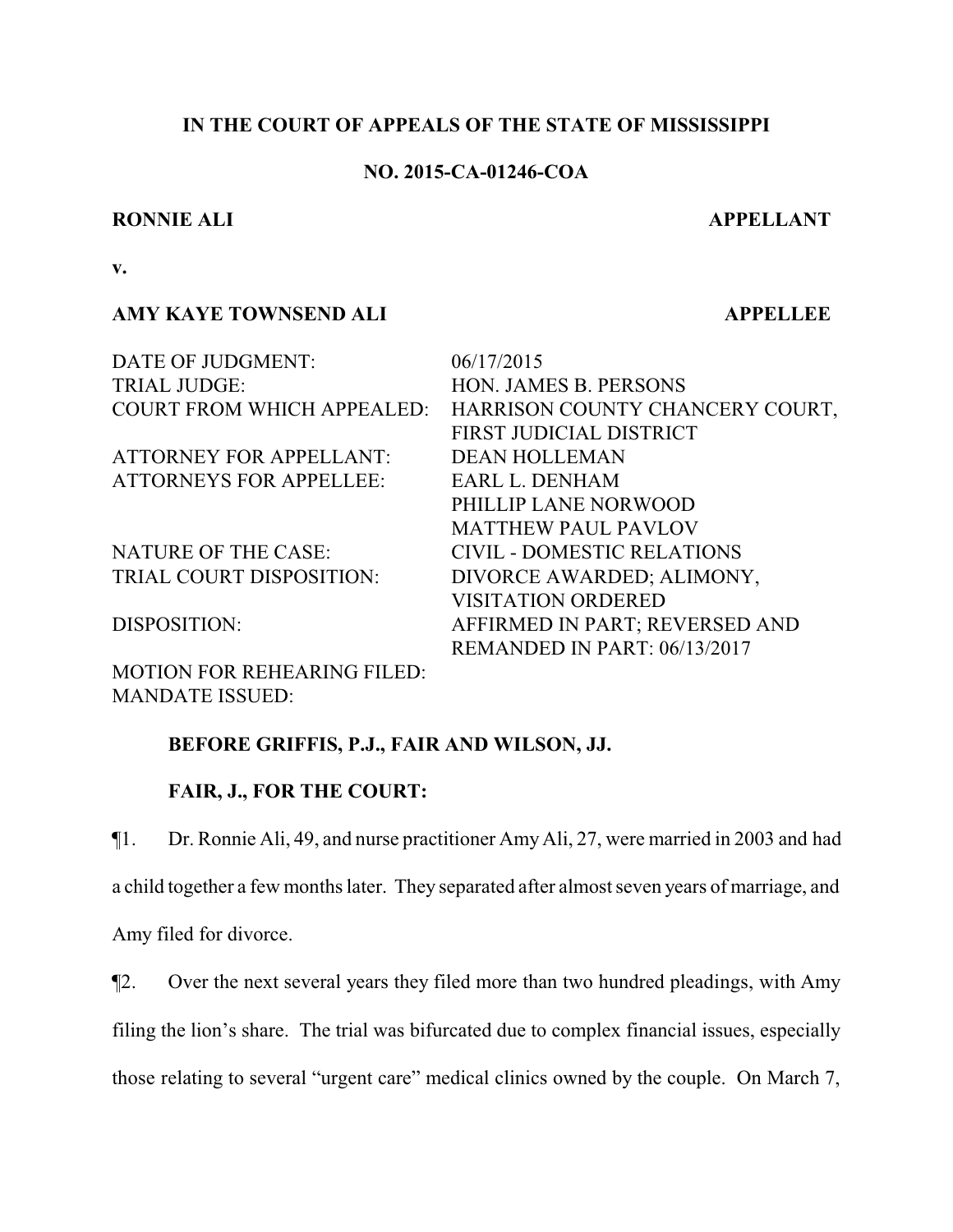**IN THE COURT OF APPEALS OF THE STATE OF MISSISSIPPI**

**NO. 2015-CA-01246-COA**

**RONNIE ALI** **APPELLANT**

**v.**

**AMY KAYE TOWNSEND ALI** **APPELLEE**

| | |
|---|---|
| DATE OF JUDGMENT: | 06/17/2015 |
| TRIAL JUDGE: | HON. JAMES B. PERSONS |
| COURT FROM WHICH APPEALED: | HARRISON COUNTY CHANCERY COURT, FIRST JUDICIAL DISTRICT |
| ATTORNEY FOR APPELLANT: | DEAN HOLLEMAN |
| ATTORNEYS FOR APPELLEE: | EARL L. DENHAM<br>PHILLIP LANE NORWOOD<br>MATTHEW PAUL PAVLOV |
| NATURE OF THE CASE: | CIVIL - DOMESTIC RELATIONS |
| TRIAL COURT DISPOSITION: | DIVORCE AWARDED; ALIMONY, VISITATION ORDERED |
| DISPOSITION: | AFFIRMED IN PART; REVERSED AND REMANDED IN PART: 06/13/2017 |
| MOTION FOR REHEARING FILED: | |
| MANDATE ISSUED: | |

**BEFORE GRIFFIS, P.J., FAIR AND WILSON, JJ.**

**FAIR, J., FOR THE COURT:**

¶1. Dr. Ronnie Ali, 49, and nurse practitioner Amy Ali, 27, were married in 2003 and had a child together a few months later. They separated after almost seven years of marriage, and Amy filed for divorce.

¶2. Over the next several years they filed more than two hundred pleadings, with Amy filing the lion's share. The trial was bifurcated due to complex financial issues, especially those relating to several "urgent care" medical clinics owned by the couple. On March 7,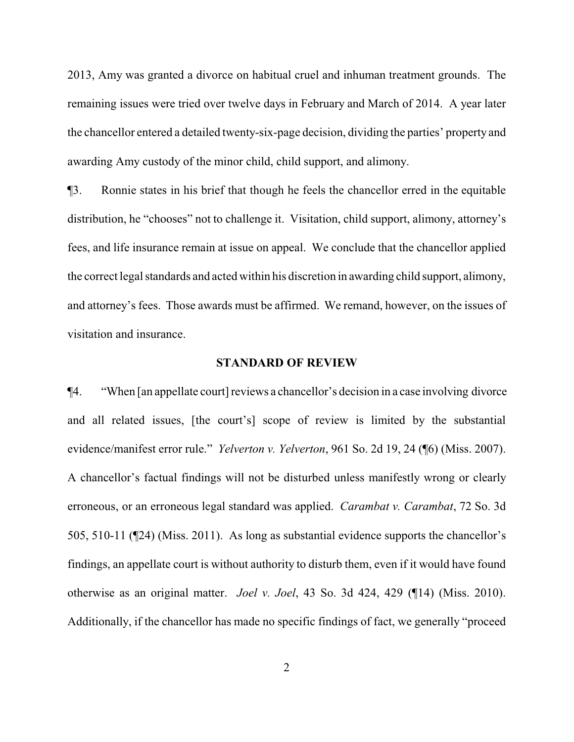2013, Amy was granted a divorce on habitual cruel and inhuman treatment grounds. The remaining issues were tried over twelve days in February and March of 2014. A year later the chancellor entered a detailed twenty-six-page decision, dividing the parties' property and awarding Amy custody of the minor child, child support, and alimony.

¶3. Ronnie states in his brief that though he feels the chancellor erred in the equitable distribution, he "chooses" not to challenge it. Visitation, child support, alimony, attorney's fees, and life insurance remain at issue on appeal. We conclude that the chancellor applied the correct legal standards and acted within his discretion in awarding child support, alimony, and attorney's fees. Those awards must be affirmed. We remand, however, on the issues of visitation and insurance.

**STANDARD OF REVIEW**

¶4. "When [an appellate court] reviews a chancellor's decision in a case involving divorce and all related issues, [the court's] scope of review is limited by the substantial evidence/manifest error rule." *Yelverton v. Yelverton*, 961 So. 2d 19, 24 (¶6) (Miss. 2007). A chancellor's factual findings will not be disturbed unless manifestly wrong or clearly erroneous, or an erroneous legal standard was applied. *Carambat v. Carambat*, 72 So. 3d 505, 510-11 (¶24) (Miss. 2011). As long as substantial evidence supports the chancellor's findings, an appellate court is without authority to disturb them, even if it would have found otherwise as an original matter. *Joel v. Joel*, 43 So. 3d 424, 429 (¶14) (Miss. 2010). Additionally, if the chancellor has made no specific findings of fact, we generally "proceed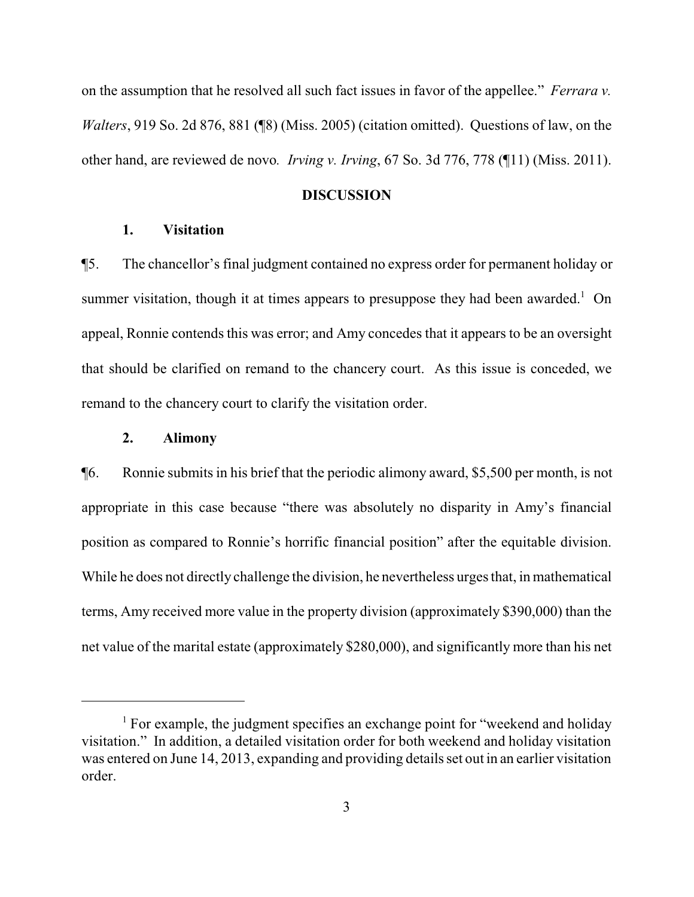on the assumption that he resolved all such fact issues in favor of the appellee." *Ferrara v. Walters*, 919 So. 2d 876, 881 (¶8) (Miss. 2005) (citation omitted). Questions of law, on the other hand, are reviewed de novo. *Irving v. Irving*, 67 So. 3d 776, 778 (¶11) (Miss. 2011).

## DISCUSSION

### 1. Visitation

¶5. The chancellor's final judgment contained no express order for permanent holiday or summer visitation, though it at times appears to presuppose they had been awarded.[1] On appeal, Ronnie contends this was error; and Amy concedes that it appears to be an oversight that should be clarified on remand to the chancery court. As this issue is conceded, we remand to the chancery court to clarify the visitation order.

### 2. Alimony

¶6. Ronnie submits in his brief that the periodic alimony award, $5,500 per month, is not appropriate in this case because "there was absolutely no disparity in Amy's financial position as compared to Ronnie's horrific financial position" after the equitable division. While he does not directly challenge the division, he nevertheless urges that, in mathematical terms, Amy received more value in the property division (approximately $390,000) than the net value of the marital estate (approximately $280,000), and significantly more than his net

---

[1] For example, the judgment specifies an exchange point for "weekend and holiday visitation." In addition, a detailed visitation order for both weekend and holiday visitation was entered on June 14, 2013, expanding and providing details set out in an earlier visitation order.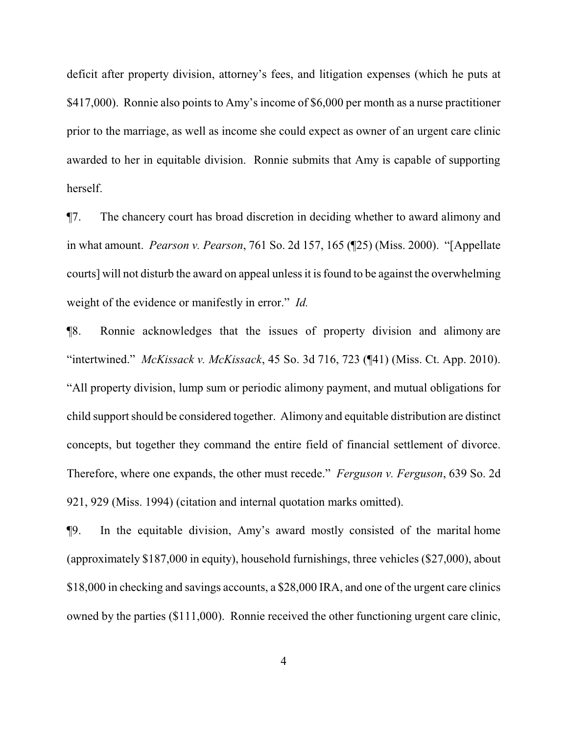deficit after property division, attorney's fees, and litigation expenses (which he puts at $417,000). Ronnie also points to Amy's income of $6,000 per month as a nurse practitioner prior to the marriage, as well as income she could expect as owner of an urgent care clinic awarded to her in equitable division. Ronnie submits that Amy is capable of supporting herself.

¶7. The chancery court has broad discretion in deciding whether to award alimony and in what amount. *Pearson v. Pearson*, 761 So. 2d 157, 165 (¶25) (Miss. 2000). "[Appellate courts] will not disturb the award on appeal unless it is found to be against the overwhelming weight of the evidence or manifestly in error." *Id.*

¶8. Ronnie acknowledges that the issues of property division and alimony are "intertwined." *McKissack v. McKissack*, 45 So. 3d 716, 723 (¶41) (Miss. Ct. App. 2010). "All property division, lump sum or periodic alimony payment, and mutual obligations for child support should be considered together. Alimony and equitable distribution are distinct concepts, but together they command the entire field of financial settlement of divorce. Therefore, where one expands, the other must recede." *Ferguson v. Ferguson*, 639 So. 2d 921, 929 (Miss. 1994) (citation and internal quotation marks omitted).

¶9. In the equitable division, Amy's award mostly consisted of the marital home (approximately $187,000 in equity), household furnishings, three vehicles ($27,000), about $18,000 in checking and savings accounts, a $28,000 IRA, and one of the urgent care clinics owned by the parties ($111,000). Ronnie received the other functioning urgent care clinic,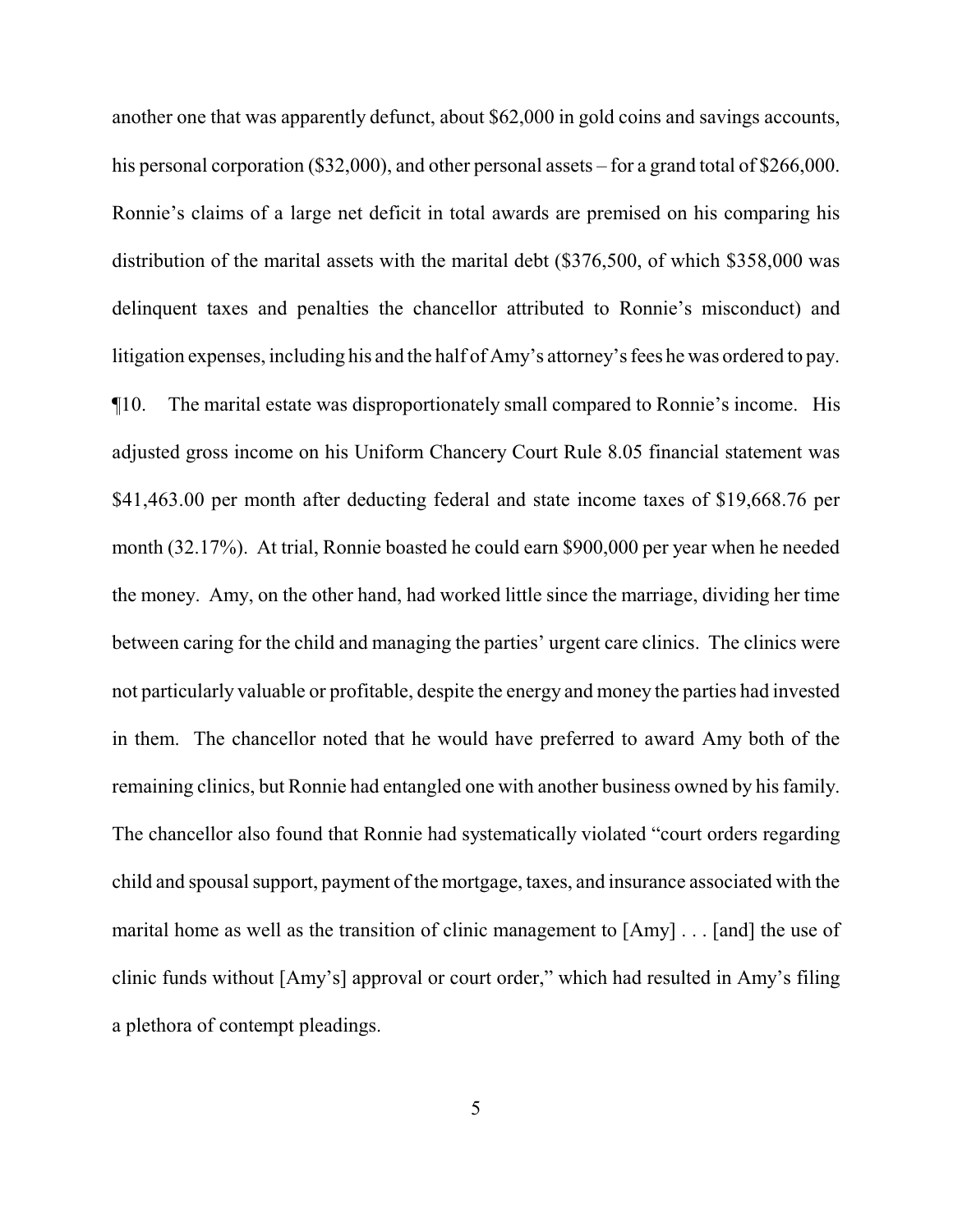another one that was apparently defunct, about $62,000 in gold coins and savings accounts, his personal corporation ($32,000), and other personal assets – for a grand total of $266,000. Ronnie's claims of a large net deficit in total awards are premised on his comparing his distribution of the marital assets with the marital debt ($376,500, of which $358,000 was delinquent taxes and penalties the chancellor attributed to Ronnie's misconduct) and litigation expenses, including his and the half of Amy's attorney's fees he was ordered to pay.

¶10. The marital estate was disproportionately small compared to Ronnie's income. His adjusted gross income on his Uniform Chancery Court Rule 8.05 financial statement was $41,463.00 per month after deducting federal and state income taxes of $19,668.76 per month (32.17%). At trial, Ronnie boasted he could earn $900,000 per year when he needed the money. Amy, on the other hand, had worked little since the marriage, dividing her time between caring for the child and managing the parties' urgent care clinics. The clinics were not particularly valuable or profitable, despite the energy and money the parties had invested in them. The chancellor noted that he would have preferred to award Amy both of the remaining clinics, but Ronnie had entangled one with another business owned by his family. The chancellor also found that Ronnie had systematically violated "court orders regarding child and spousal support, payment of the mortgage, taxes, and insurance associated with the marital home as well as the transition of clinic management to [Amy] . . . [and] the use of clinic funds without [Amy's] approval or court order," which had resulted in Amy's filing a plethora of contempt pleadings.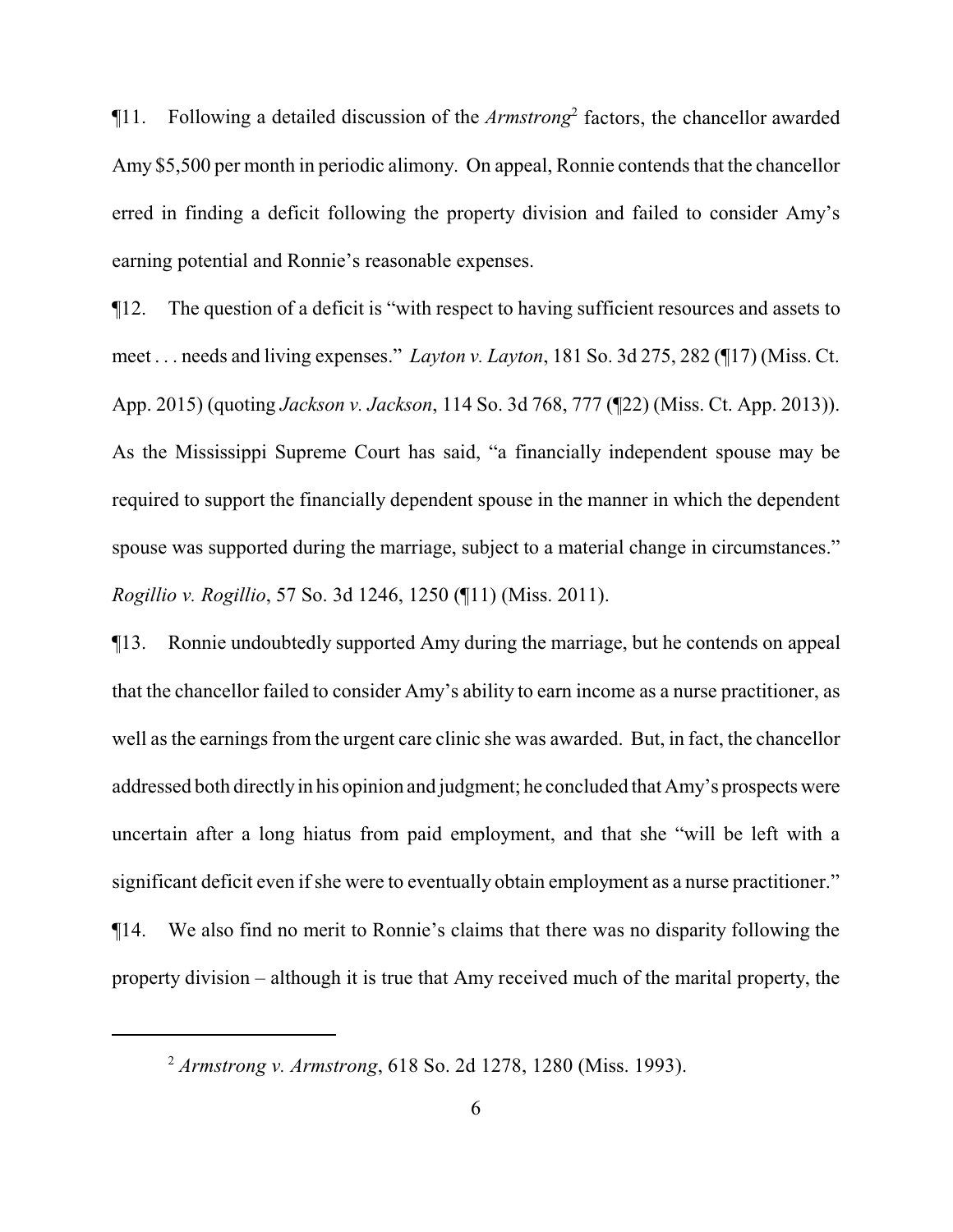¶11. Following a detailed discussion of the *Armstrong*[2] factors, the chancellor awarded Amy $5,500 per month in periodic alimony. On appeal, Ronnie contends that the chancellor erred in finding a deficit following the property division and failed to consider Amy's earning potential and Ronnie's reasonable expenses.

¶12. The question of a deficit is "with respect to having sufficient resources and assets to meet . . . needs and living expenses." *Layton v. Layton*, 181 So. 3d 275, 282 (¶17) (Miss. Ct. App. 2015) (quoting *Jackson v. Jackson*, 114 So. 3d 768, 777 (¶22) (Miss. Ct. App. 2013)). As the Mississippi Supreme Court has said, "a financially independent spouse may be required to support the financially dependent spouse in the manner in which the dependent spouse was supported during the marriage, subject to a material change in circumstances." *Rogillio v. Rogillio*, 57 So. 3d 1246, 1250 (¶11) (Miss. 2011).

¶13. Ronnie undoubtedly supported Amy during the marriage, but he contends on appeal that the chancellor failed to consider Amy's ability to earn income as a nurse practitioner, as well as the earnings from the urgent care clinic she was awarded. But, in fact, the chancellor addressed both directly in his opinion and judgment; he concluded that Amy's prospects were uncertain after a long hiatus from paid employment, and that she "will be left with a significant deficit even if she were to eventually obtain employment as a nurse practitioner."

¶14. We also find no merit to Ronnie's claims that there was no disparity following the property division – although it is true that Amy received much of the marital property, the

---

[2] *Armstrong v. Armstrong*, 618 So. 2d 1278, 1280 (Miss. 1993).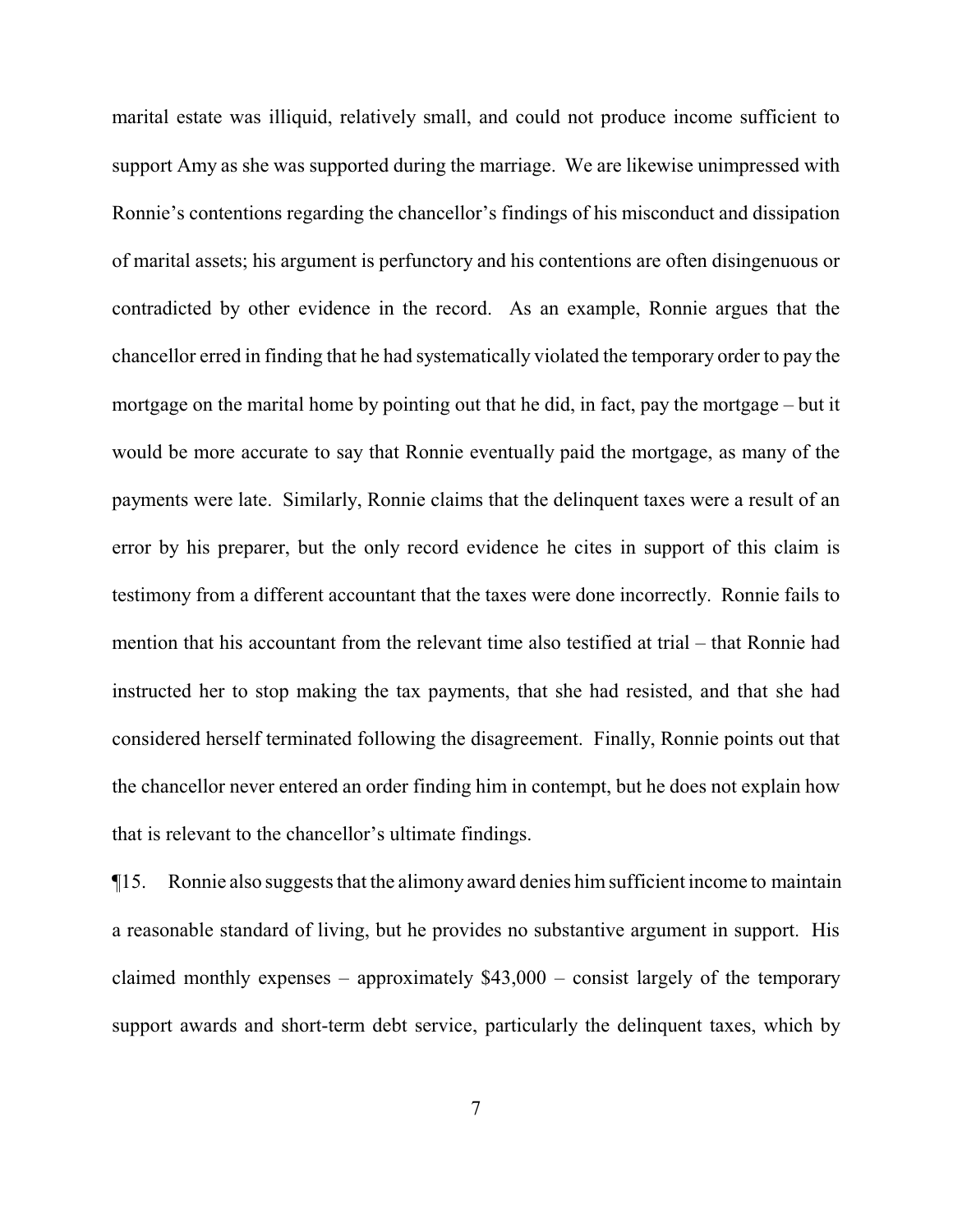marital estate was illiquid, relatively small, and could not produce income sufficient to support Amy as she was supported during the marriage. We are likewise unimpressed with Ronnie's contentions regarding the chancellor's findings of his misconduct and dissipation of marital assets; his argument is perfunctory and his contentions are often disingenuous or contradicted by other evidence in the record. As an example, Ronnie argues that the chancellor erred in finding that he had systematically violated the temporary order to pay the mortgage on the marital home by pointing out that he did, in fact, pay the mortgage – but it would be more accurate to say that Ronnie eventually paid the mortgage, as many of the payments were late. Similarly, Ronnie claims that the delinquent taxes were a result of an error by his preparer, but the only record evidence he cites in support of this claim is testimony from a different accountant that the taxes were done incorrectly. Ronnie fails to mention that his accountant from the relevant time also testified at trial – that Ronnie had instructed her to stop making the tax payments, that she had resisted, and that she had considered herself terminated following the disagreement. Finally, Ronnie points out that the chancellor never entered an order finding him in contempt, but he does not explain how that is relevant to the chancellor's ultimate findings.

¶15. Ronnie also suggests that the alimony award denies him sufficient income to maintain a reasonable standard of living, but he provides no substantive argument in support. His claimed monthly expenses – approximately $43,000 – consist largely of the temporary support awards and short-term debt service, particularly the delinquent taxes, which by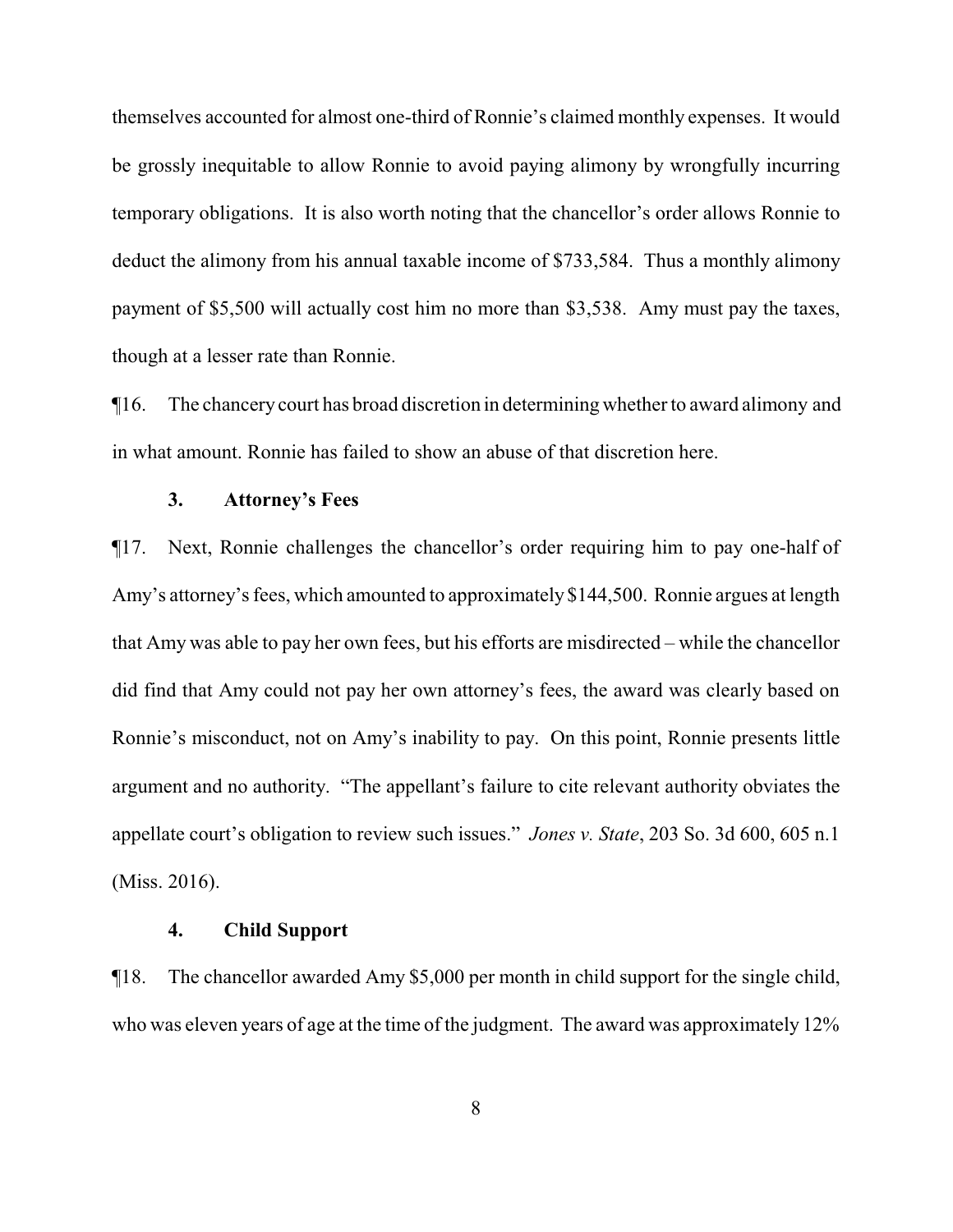themselves accounted for almost one-third of Ronnie's claimed monthly expenses. It would be grossly inequitable to allow Ronnie to avoid paying alimony by wrongfully incurring temporary obligations. It is also worth noting that the chancellor's order allows Ronnie to deduct the alimony from his annual taxable income of $733,584. Thus a monthly alimony payment of $5,500 will actually cost him no more than $3,538. Amy must pay the taxes, though at a lesser rate than Ronnie.

¶16. The chancery court has broad discretion in determining whether to award alimony and in what amount. Ronnie has failed to show an abuse of that discretion here.

### 3. Attorney's Fees

¶17. Next, Ronnie challenges the chancellor's order requiring him to pay one-half of Amy's attorney's fees, which amounted to approximately $144,500. Ronnie argues at length that Amy was able to pay her own fees, but his efforts are misdirected – while the chancellor did find that Amy could not pay her own attorney's fees, the award was clearly based on Ronnie's misconduct, not on Amy's inability to pay. On this point, Ronnie presents little argument and no authority. "The appellant's failure to cite relevant authority obviates the appellate court's obligation to review such issues." *Jones v. State*, 203 So. 3d 600, 605 n.1 (Miss. 2016).

### 4. Child Support

¶18. The chancellor awarded Amy $5,000 per month in child support for the single child, who was eleven years of age at the time of the judgment. The award was approximately 12%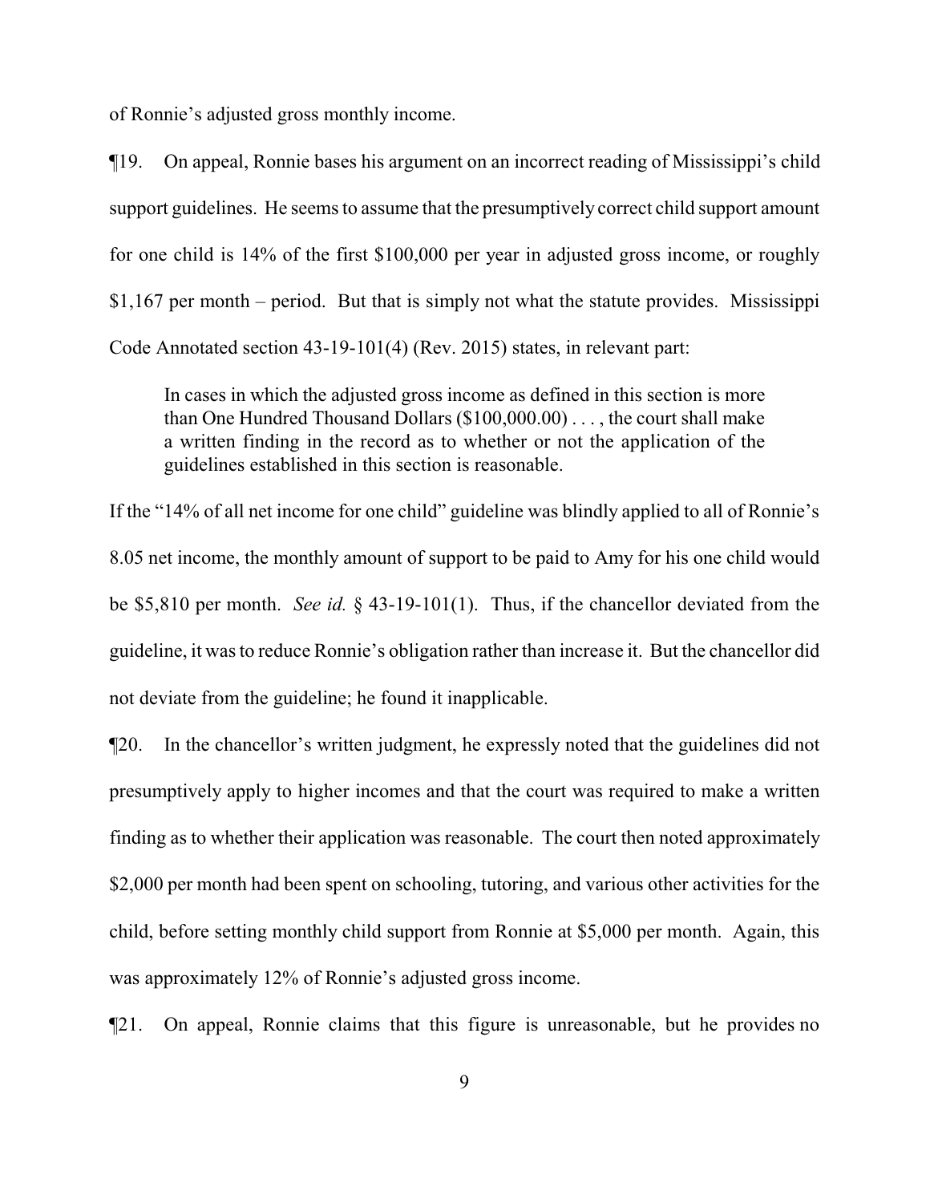of Ronnie's adjusted gross monthly income.

¶19. On appeal, Ronnie bases his argument on an incorrect reading of Mississippi's child support guidelines. He seems to assume that the presumptively correct child support amount for one child is 14% of the first $100,000 per year in adjusted gross income, or roughly $1,167 per month – period. But that is simply not what the statute provides. Mississippi Code Annotated section 43-19-101(4) (Rev. 2015) states, in relevant part:

> In cases in which the adjusted gross income as defined in this section is more than One Hundred Thousand Dollars ($100,000.00) . . . , the court shall make a written finding in the record as to whether or not the application of the guidelines established in this section is reasonable.

If the "14% of all net income for one child" guideline was blindly applied to all of Ronnie's 8.05 net income, the monthly amount of support to be paid to Amy for his one child would be $5,810 per month. *See id.* § 43-19-101(1). Thus, if the chancellor deviated from the guideline, it was to reduce Ronnie's obligation rather than increase it. But the chancellor did not deviate from the guideline; he found it inapplicable.

¶20. In the chancellor's written judgment, he expressly noted that the guidelines did not presumptively apply to higher incomes and that the court was required to make a written finding as to whether their application was reasonable. The court then noted approximately $2,000 per month had been spent on schooling, tutoring, and various other activities for the child, before setting monthly child support from Ronnie at $5,000 per month. Again, this was approximately 12% of Ronnie's adjusted gross income.

¶21. On appeal, Ronnie claims that this figure is unreasonable, but he provides no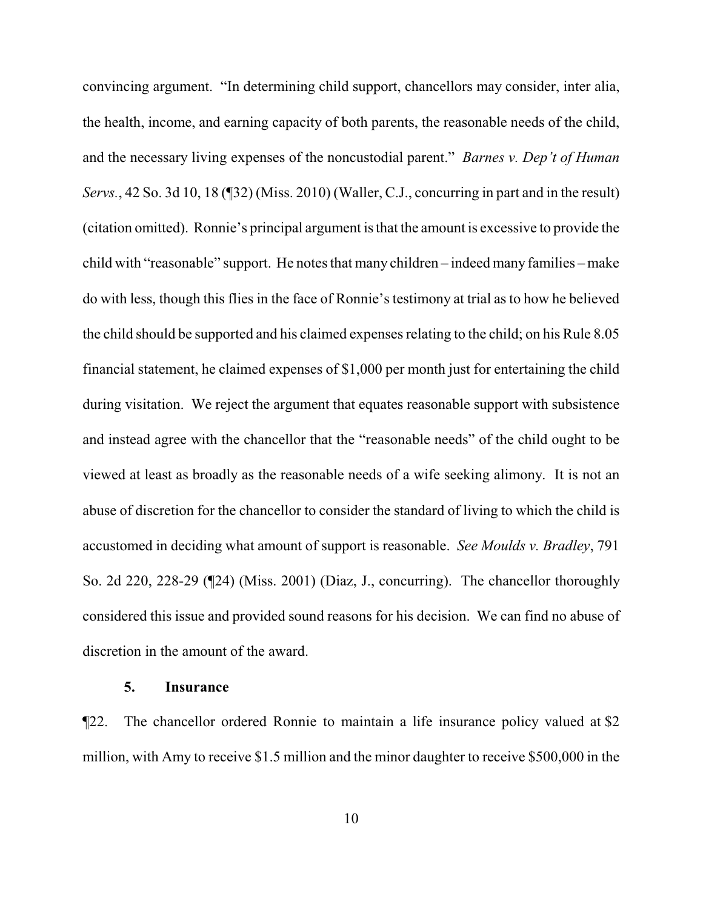convincing argument. "In determining child support, chancellors may consider, inter alia, the health, income, and earning capacity of both parents, the reasonable needs of the child, and the necessary living expenses of the noncustodial parent." *Barnes v. Dep't of Human Servs.*, 42 So. 3d 10, 18 (¶32) (Miss. 2010) (Waller, C.J., concurring in part and in the result) (citation omitted). Ronnie's principal argument is that the amount is excessive to provide the child with "reasonable" support. He notes that many children – indeed many families – make do with less, though this flies in the face of Ronnie's testimony at trial as to how he believed the child should be supported and his claimed expenses relating to the child; on his Rule 8.05 financial statement, he claimed expenses of $1,000 per month just for entertaining the child during visitation. We reject the argument that equates reasonable support with subsistence and instead agree with the chancellor that the "reasonable needs" of the child ought to be viewed at least as broadly as the reasonable needs of a wife seeking alimony. It is not an abuse of discretion for the chancellor to consider the standard of living to which the child is accustomed in deciding what amount of support is reasonable. *See Moulds v. Bradley*, 791 So. 2d 220, 228-29 (¶24) (Miss. 2001) (Diaz, J., concurring). The chancellor thoroughly considered this issue and provided sound reasons for his decision. We can find no abuse of discretion in the amount of the award.

### 5. Insurance

¶22. The chancellor ordered Ronnie to maintain a life insurance policy valued at $2 million, with Amy to receive $1.5 million and the minor daughter to receive $500,000 in the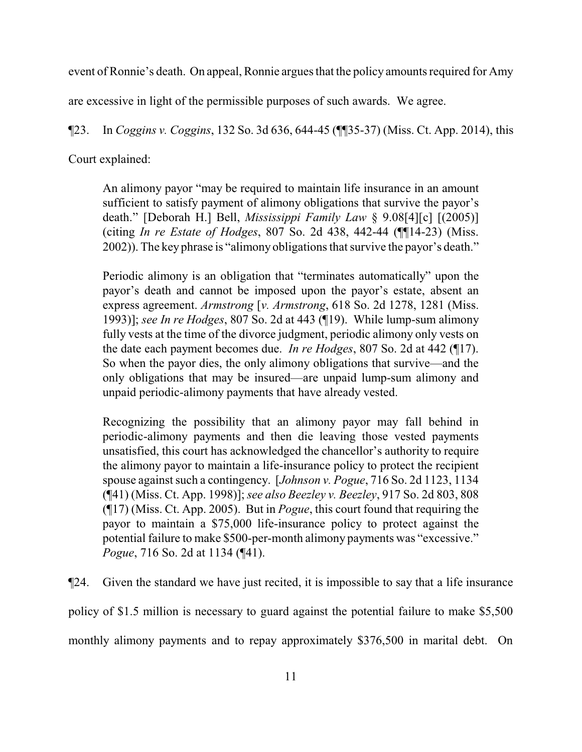event of Ronnie's death. On appeal, Ronnie argues that the policy amounts required for Amy are excessive in light of the permissible purposes of such awards. We agree.

¶23. In *Coggins v. Coggins*, 132 So. 3d 636, 644-45 (¶¶35-37) (Miss. Ct. App. 2014), this Court explained:

> An alimony payor "may be required to maintain life insurance in an amount sufficient to satisfy payment of alimony obligations that survive the payor's death." [Deborah H.] Bell, *Mississippi Family Law* § 9.08[4][c] [(2005)] (citing *In re Estate of Hodges*, 807 So. 2d 438, 442-44 (¶¶14-23) (Miss. 2002)). The key phrase is "alimony obligations that survive the payor's death."
>
> Periodic alimony is an obligation that "terminates automatically" upon the payor's death and cannot be imposed upon the payor's estate, absent an express agreement. *Armstrong* [*v. Armstrong*, 618 So. 2d 1278, 1281 (Miss. 1993)]; *see In re Hodges*, 807 So. 2d at 443 (¶19). While lump-sum alimony fully vests at the time of the divorce judgment, periodic alimony only vests on the date each payment becomes due. *In re Hodges*, 807 So. 2d at 442 (¶17). So when the payor dies, the only alimony obligations that survive—and the only obligations that may be insured—are unpaid lump-sum alimony and unpaid periodic-alimony payments that have already vested.
>
> Recognizing the possibility that an alimony payor may fall behind in periodic-alimony payments and then die leaving those vested payments unsatisfied, this court has acknowledged the chancellor's authority to require the alimony payor to maintain a life-insurance policy to protect the recipient spouse against such a contingency. [*Johnson v. Pogue*, 716 So. 2d 1123, 1134 (¶41) (Miss. Ct. App. 1998)]; *see also Beezley v. Beezley*, 917 So. 2d 803, 808 (¶17) (Miss. Ct. App. 2005). But in *Pogue*, this court found that requiring the payor to maintain a $75,000 life-insurance policy to protect against the potential failure to make $500-per-month alimony payments was "excessive." *Pogue*, 716 So. 2d at 1134 (¶41).

¶24. Given the standard we have just recited, it is impossible to say that a life insurance policy of $1.5 million is necessary to guard against the potential failure to make $5,500 monthly alimony payments and to repay approximately $376,500 in marital debt. On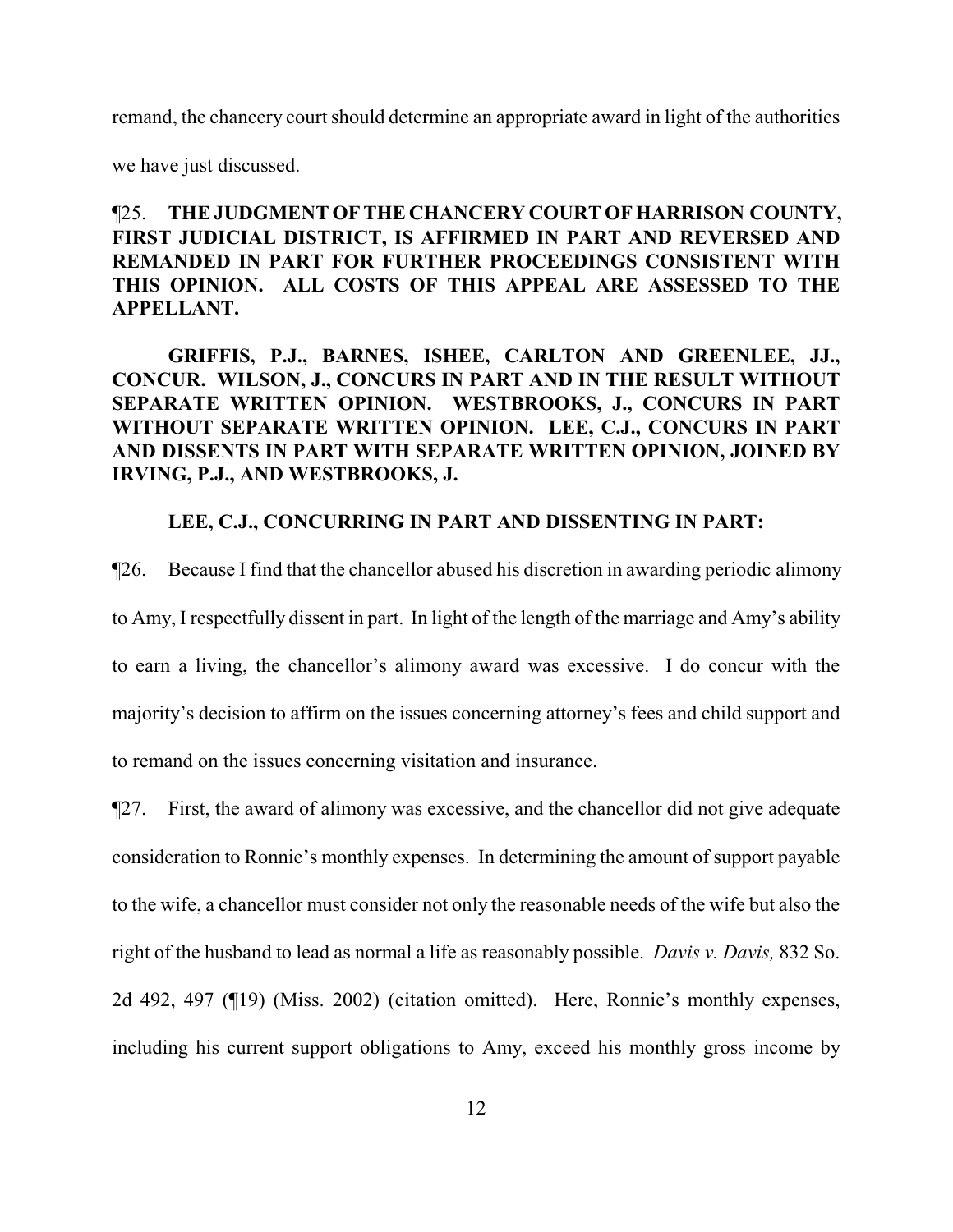remand, the chancery court should determine an appropriate award in light of the authorities we have just discussed.

¶25. **THE JUDGMENT OF THE CHANCERY COURT OF HARRISON COUNTY, FIRST JUDICIAL DISTRICT, IS AFFIRMED IN PART AND REVERSED AND REMANDED IN PART FOR FURTHER PROCEEDINGS CONSISTENT WITH THIS OPINION. ALL COSTS OF THIS APPEAL ARE ASSESSED TO THE APPELLANT.**

**GRIFFIS, P.J., BARNES, ISHEE, CARLTON AND GREENLEE, JJ., CONCUR. WILSON, J., CONCURS IN PART AND IN THE RESULT WITHOUT SEPARATE WRITTEN OPINION. WESTBROOKS, J., CONCURS IN PART WITHOUT SEPARATE WRITTEN OPINION. LEE, C.J., CONCURS IN PART AND DISSENTS IN PART WITH SEPARATE WRITTEN OPINION, JOINED BY IRVING, P.J., AND WESTBROOKS, J.**

**LEE, C.J., CONCURRING IN PART AND DISSENTING IN PART:**

¶26. Because I find that the chancellor abused his discretion in awarding periodic alimony to Amy, I respectfully dissent in part. In light of the length of the marriage and Amy's ability to earn a living, the chancellor's alimony award was excessive. I do concur with the majority's decision to affirm on the issues concerning attorney's fees and child support and to remand on the issues concerning visitation and insurance.

¶27. First, the award of alimony was excessive, and the chancellor did not give adequate consideration to Ronnie's monthly expenses. In determining the amount of support payable to the wife, a chancellor must consider not only the reasonable needs of the wife but also the right of the husband to lead as normal a life as reasonably possible. *Davis v. Davis,* 832 So. 2d 492, 497 (¶19) (Miss. 2002) (citation omitted). Here, Ronnie's monthly expenses, including his current support obligations to Amy, exceed his monthly gross income by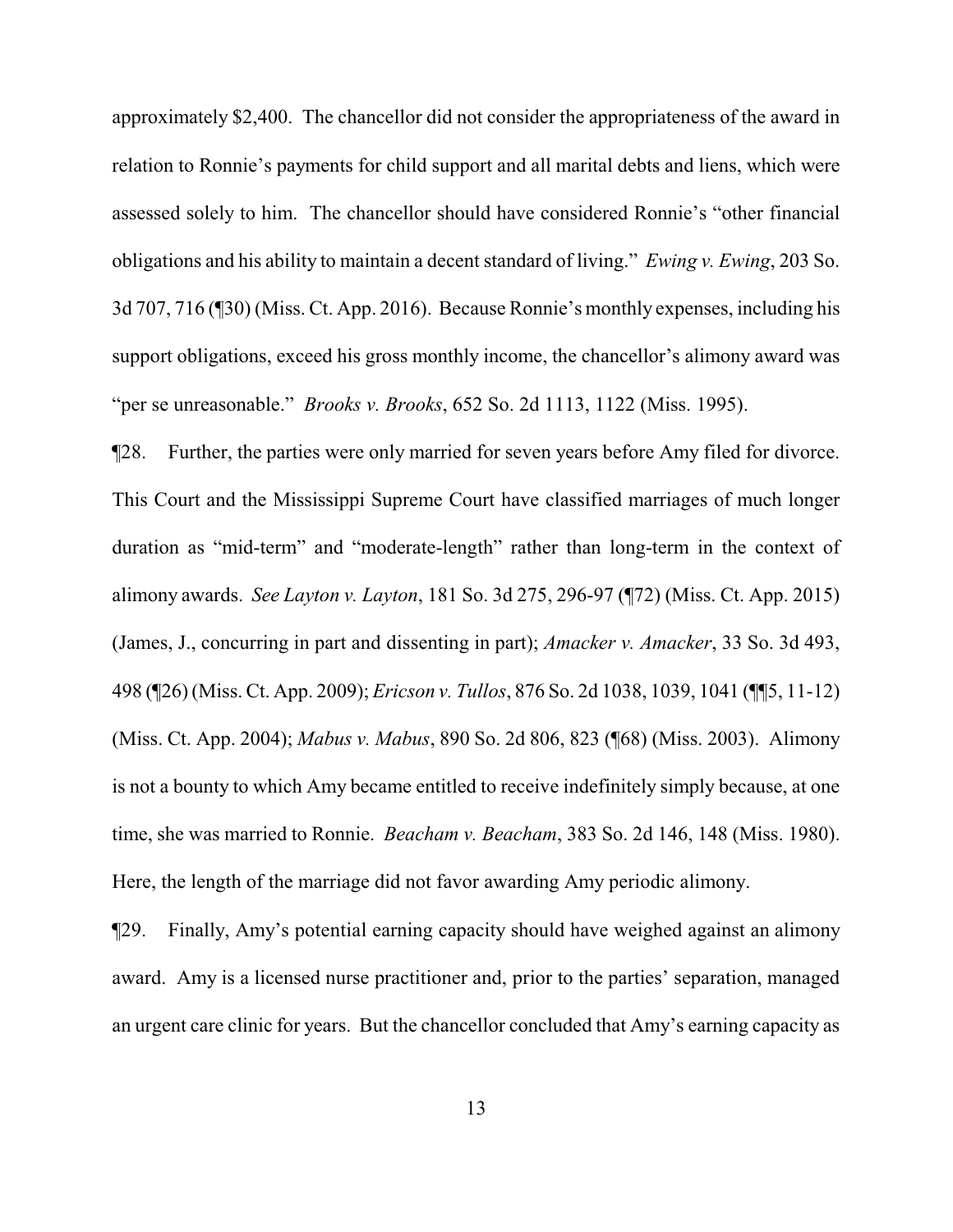approximately $2,400. The chancellor did not consider the appropriateness of the award in relation to Ronnie's payments for child support and all marital debts and liens, which were assessed solely to him. The chancellor should have considered Ronnie's "other financial obligations and his ability to maintain a decent standard of living." *Ewing v. Ewing*, 203 So. 3d 707, 716 (¶30) (Miss. Ct. App. 2016). Because Ronnie's monthly expenses, including his support obligations, exceed his gross monthly income, the chancellor's alimony award was "per se unreasonable." *Brooks v. Brooks*, 652 So. 2d 1113, 1122 (Miss. 1995).

¶28. Further, the parties were only married for seven years before Amy filed for divorce. This Court and the Mississippi Supreme Court have classified marriages of much longer duration as "mid-term" and "moderate-length" rather than long-term in the context of alimony awards. *See Layton v. Layton*, 181 So. 3d 275, 296-97 (¶72) (Miss. Ct. App. 2015) (James, J., concurring in part and dissenting in part); *Amacker v. Amacker*, 33 So. 3d 493, 498 (¶26) (Miss. Ct. App. 2009); *Ericson v. Tullos*, 876 So. 2d 1038, 1039, 1041 (¶¶5, 11-12) (Miss. Ct. App. 2004); *Mabus v. Mabus*, 890 So. 2d 806, 823 (¶68) (Miss. 2003). Alimony is not a bounty to which Amy became entitled to receive indefinitely simply because, at one time, she was married to Ronnie. *Beacham v. Beacham*, 383 So. 2d 146, 148 (Miss. 1980). Here, the length of the marriage did not favor awarding Amy periodic alimony.

¶29. Finally, Amy's potential earning capacity should have weighed against an alimony award. Amy is a licensed nurse practitioner and, prior to the parties' separation, managed an urgent care clinic for years. But the chancellor concluded that Amy's earning capacity as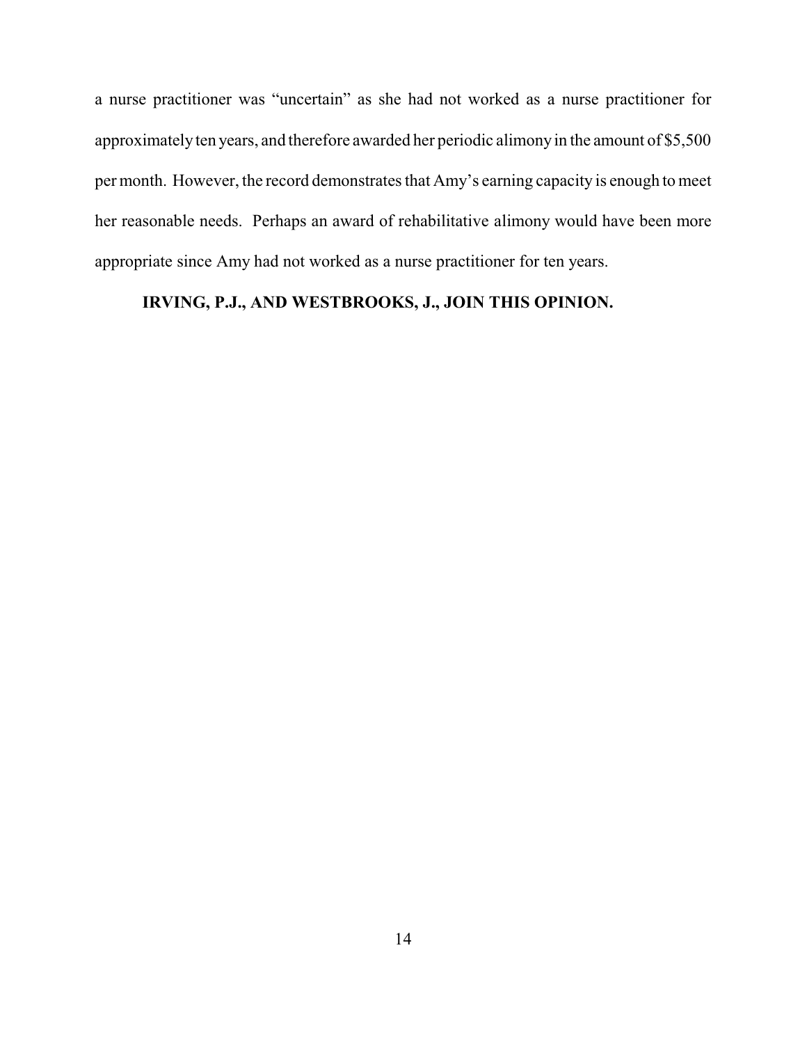a nurse practitioner was "uncertain" as she had not worked as a nurse practitioner for approximately ten years, and therefore awarded her periodic alimony in the amount of $5,500 per month. However, the record demonstrates that Amy's earning capacity is enough to meet her reasonable needs. Perhaps an award of rehabilitative alimony would have been more appropriate since Amy had not worked as a nurse practitioner for ten years.

**IRVING, P.J., AND WESTBROOKS, J., JOIN THIS OPINION.**